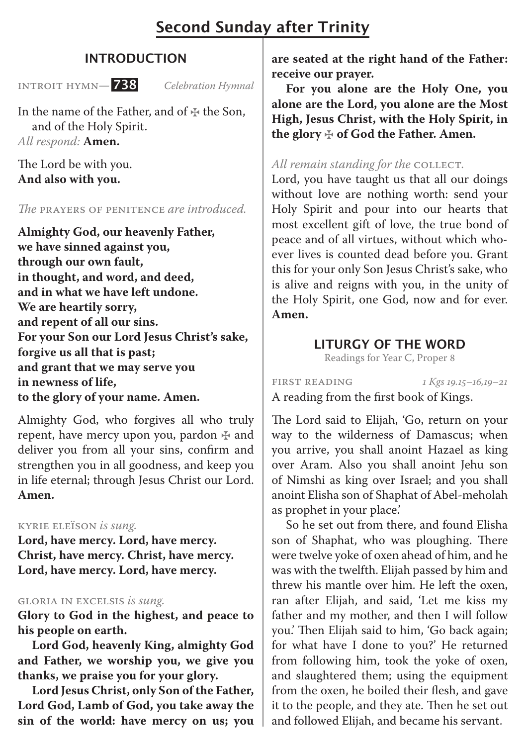# Second Sunday after Trinity

## INTRODUCTION

INTROIT HYMN— **738** *Celebration Hymnal*

In the name of the Father, and of ✠ the Son, and of the Holy Spirit.
*All respond:* **Amen.**

The Lord be with you.
**And also with you.**

*The* PRAYERS OF PENITENCE *are introduced.*

**Almighty God, our heavenly Father,**
**we have sinned against you,**
**through our own fault,**
**in thought, and word, and deed,**
**and in what we have left undone.**
**We are heartily sorry,**
**and repent of all our sins.**
**For your Son our Lord Jesus Christ's sake,**
**forgive us all that is past;**
**and grant that we may serve you**
**in newness of life,**
**to the glory of your name. Amen.**

Almighty God, who forgives all who truly repent, have mercy upon you, pardon ✠ and deliver you from all your sins, confirm and strengthen you in all goodness, and keep you in life eternal; through Jesus Christ our Lord. **Amen.**

KYRIE ELEÏSON *is sung.*

**Lord, have mercy. Lord, have mercy.**
**Christ, have mercy. Christ, have mercy.**
**Lord, have mercy. Lord, have mercy.**

GLORIA IN EXCELSIS *is sung.*

**Glory to God in the highest, and peace to his people on earth.**

**Lord God, heavenly King, almighty God and Father, we worship you, we give you thanks, we praise you for your glory.**

**Lord Jesus Christ, only Son of the Father, Lord God, Lamb of God, you take away the sin of the world: have mercy on us; you are seated at the right hand of the Father: receive our prayer.**

**For you alone are the Holy One, you alone are the Lord, you alone are the Most High, Jesus Christ, with the Holy Spirit, in the glory ✠ of God the Father. Amen.**

*All remain standing for the* COLLECT.

Lord, you have taught us that all our doings without love are nothing worth: send your Holy Spirit and pour into our hearts that most excellent gift of love, the true bond of peace and of all virtues, without which whoever lives is counted dead before you. Grant this for your only Son Jesus Christ's sake, who is alive and reigns with you, in the unity of the Holy Spirit, one God, now and for ever. **Amen.**

## LITURGY OF THE WORD

Readings for Year C, Proper 8

FIRST READING *1 Kgs 19.15–16,19–21*

A reading from the first book of Kings.

The Lord said to Elijah, 'Go, return on your way to the wilderness of Damascus; when you arrive, you shall anoint Hazael as king over Aram. Also you shall anoint Jehu son of Nimshi as king over Israel; and you shall anoint Elisha son of Shaphat of Abel-meholah as prophet in your place.'

So he set out from there, and found Elisha son of Shaphat, who was ploughing. There were twelve yoke of oxen ahead of him, and he was with the twelfth. Elijah passed by him and threw his mantle over him. He left the oxen, ran after Elijah, and said, 'Let me kiss my father and my mother, and then I will follow you.' Then Elijah said to him, 'Go back again; for what have I done to you?' He returned from following him, took the yoke of oxen, and slaughtered them; using the equipment from the oxen, he boiled their flesh, and gave it to the people, and they ate. Then he set out and followed Elijah, and became his servant.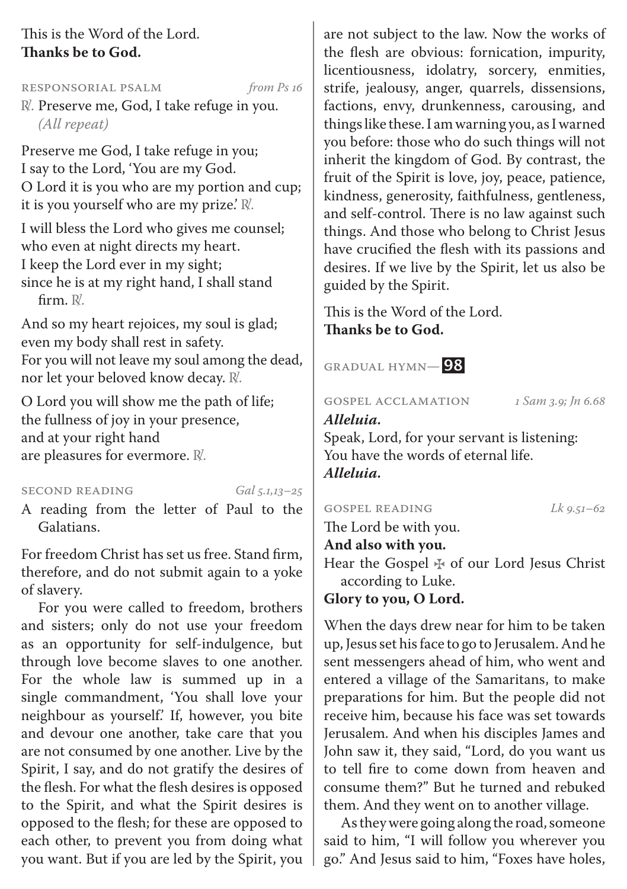This is the Word of the Lord.
**Thanks be to God.**

RESPONSORIAL PSALM *from Ps 16*

℟. Preserve me, God, I take refuge in you. *(All repeat)*

Preserve me God, I take refuge in you;
I say to the Lord, 'You are my God.
O Lord it is you who are my portion and cup;
it is you yourself who are my prize.' ℟.

I will bless the Lord who gives me counsel;
who even at night directs my heart.
I keep the Lord ever in my sight;
since he is at my right hand, I shall stand firm. ℟.

And so my heart rejoices, my soul is glad;
even my body shall rest in safety.
For you will not leave my soul among the dead,
nor let your beloved know decay. ℟.

O Lord you will show me the path of life;
the fullness of joy in your presence,
and at your right hand
are pleasures for evermore. ℟.

SECOND READING *Gal 5.1,13–25*

A reading from the letter of Paul to the Galatians.

For freedom Christ has set us free. Stand firm, therefore, and do not submit again to a yoke of slavery.

For you were called to freedom, brothers and sisters; only do not use your freedom as an opportunity for self-indulgence, but through love become slaves to one another. For the whole law is summed up in a single commandment, 'You shall love your neighbour as yourself.' If, however, you bite and devour one another, take care that you are not consumed by one another. Live by the Spirit, I say, and do not gratify the desires of the flesh. For what the flesh desires is opposed to the Spirit, and what the Spirit desires is opposed to the flesh; for these are opposed to each other, to prevent you from doing what you want. But if you are led by the Spirit, you are not subject to the law. Now the works of the flesh are obvious: fornication, impurity, licentiousness, idolatry, sorcery, enmities, strife, jealousy, anger, quarrels, dissensions, factions, envy, drunkenness, carousing, and things like these. I am warning you, as I warned you before: those who do such things will not inherit the kingdom of God. By contrast, the fruit of the Spirit is love, joy, peace, patience, kindness, generosity, faithfulness, gentleness, and self-control. There is no law against such things. And those who belong to Christ Jesus have crucified the flesh with its passions and desires. If we live by the Spirit, let us also be guided by the Spirit.

This is the Word of the Lord.
**Thanks be to God.**

GRADUAL HYMN— **98**

GOSPEL ACCLAMATION *1 Sam 3.9; Jn 6.68*

***Alleluia.***
Speak, Lord, for your servant is listening:
You have the words of eternal life.
***Alleluia.***

GOSPEL READING *Lk 9.51–62*

The Lord be with you.
**And also with you.**
Hear the Gospel ✠ of our Lord Jesus Christ according to Luke.
**Glory to you, O Lord.**

When the days drew near for him to be taken up, Jesus set his face to go to Jerusalem. And he sent messengers ahead of him, who went and entered a village of the Samaritans, to make preparations for him. But the people did not receive him, because his face was set towards Jerusalem. And when his disciples James and John saw it, they said, "Lord, do you want us to tell fire to come down from heaven and consume them?" But he turned and rebuked them. And they went on to another village.

As they were going along the road, someone said to him, "I will follow you wherever you go." And Jesus said to him, "Foxes have holes,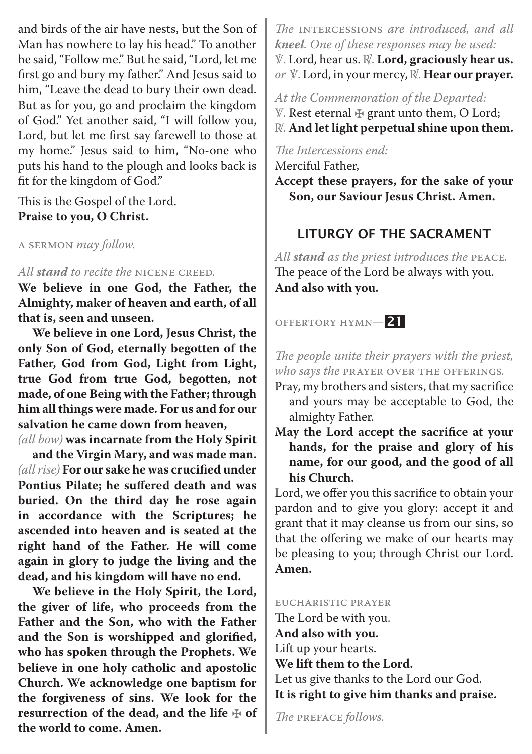and birds of the air have nests, but the Son of Man has nowhere to lay his head." To another he said, "Follow me." But he said, "Lord, let me first go and bury my father." And Jesus said to him, "Leave the dead to bury their own dead. But as for you, go and proclaim the kingdom of God." Yet another said, "I will follow you, Lord, but let me first say farewell to those at my home." Jesus said to him, "No-one who puts his hand to the plough and looks back is fit for the kingdom of God."

This is the Gospel of the Lord.
**Praise to you, O Christ.**

A SERMON *may follow.*

*All **stand** to recite the* NICENE CREED.

**We believe in one God, the Father, the Almighty, maker of heaven and earth, of all that is, seen and unseen.**

**We believe in one Lord, Jesus Christ, the only Son of God, eternally begotten of the Father, God from God, Light from Light, true God from true God, begotten, not made, of one Being with the Father; through him all things were made. For us and for our salvation he came down from heaven,**
*(all bow)* **was incarnate from the Holy Spirit and the Virgin Mary, and was made man.**
*(all rise)* **For our sake he was crucified under Pontius Pilate; he suffered death and was buried. On the third day he rose again in accordance with the Scriptures; he ascended into heaven and is seated at the right hand of the Father. He will come again in glory to judge the living and the dead, and his kingdom will have no end.**

**We believe in the Holy Spirit, the Lord, the giver of life, who proceeds from the Father and the Son, who with the Father and the Son is worshipped and glorified, who has spoken through the Prophets. We believe in one holy catholic and apostolic Church. We acknowledge one baptism for the forgiveness of sins. We look for the resurrection of the dead, and the life ✠ of the world to come. Amen.**

*The* INTERCESSIONS *are introduced, and all **kneel**. One of these responses may be used:*
℣. Lord, hear us. ℟. **Lord, graciously hear us.**
*or* ℣. Lord, in your mercy, ℟. **Hear our prayer.**

*At the Commemoration of the Departed:*
℣. Rest eternal ✠ grant unto them, O Lord;
℟. **And let light perpetual shine upon them.**

*The Intercessions end:*
Merciful Father,
**Accept these prayers, for the sake of your Son, our Saviour Jesus Christ. Amen.**

## LITURGY OF THE SACRAMENT

*All **stand** as the priest introduces the* PEACE.
The peace of the Lord be always with you.
**And also with you.**

OFFERTORY HYMN— **21**

*The people unite their prayers with the priest, who says the* PRAYER OVER THE OFFERINGS.

Pray, my brothers and sisters, that my sacrifice and yours may be acceptable to God, the almighty Father.

**May the Lord accept the sacrifice at your hands, for the praise and glory of his name, for our good, and the good of all his Church.**

Lord, we offer you this sacrifice to obtain your pardon and to give you glory: accept it and grant that it may cleanse us from our sins, so that the offering we make of our hearts may be pleasing to you; through Christ our Lord.
**Amen.**

EUCHARISTIC PRAYER

The Lord be with you.
**And also with you.**
Lift up your hearts.
**We lift them to the Lord.**
Let us give thanks to the Lord our God.
**It is right to give him thanks and praise.**

*The* PREFACE *follows.*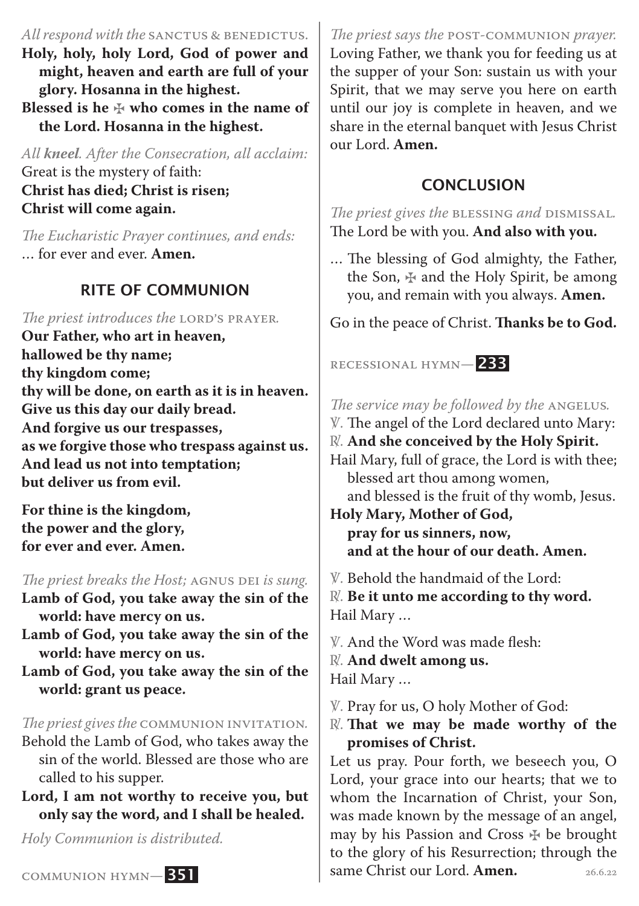*All respond with the* SANCTUS & BENEDICTUS.

**Holy, holy, holy Lord, God of power and might, heaven and earth are full of your glory. Hosanna in the highest.**

**Blessed is he ✠ who comes in the name of the Lord. Hosanna in the highest.**

*All **kneel**. After the Consecration, all acclaim:*

Great is the mystery of faith:
**Christ has died; Christ is risen;**
**Christ will come again.**

*The Eucharistic Prayer continues, and ends:*
… for ever and ever. **Amen.**

## RITE OF COMMUNION

*The priest introduces the* LORD'S PRAYER.

**Our Father, who art in heaven,**
**hallowed be thy name;**
**thy kingdom come;**
**thy will be done, on earth as it is in heaven.**
**Give us this day our daily bread.**
**And forgive us our trespasses,**
**as we forgive those who trespass against us.**
**And lead us not into temptation;**
**but deliver us from evil.**

**For thine is the kingdom,**
**the power and the glory,**
**for ever and ever. Amen.**

*The priest breaks the Host;* AGNUS DEI *is sung.*

**Lamb of God, you take away the sin of the world: have mercy on us.**

**Lamb of God, you take away the sin of the world: have mercy on us.**

**Lamb of God, you take away the sin of the world: grant us peace.**

*The priest gives the* COMMUNION INVITATION.

Behold the Lamb of God, who takes away the sin of the world. Blessed are those who are called to his supper.

**Lord, I am not worthy to receive you, but only say the word, and I shall be healed.**

*Holy Communion is distributed.*

COMMUNION HYMN— **351**

*The priest says the* POST-COMMUNION *prayer.*

Loving Father, we thank you for feeding us at the supper of your Son: sustain us with your Spirit, that we may serve you here on earth until our joy is complete in heaven, and we share in the eternal banquet with Jesus Christ our Lord. **Amen.**

## CONCLUSION

*The priest gives the* BLESSING *and* DISMISSAL.

The Lord be with you. **And also with you.**

… The blessing of God almighty, the Father, the Son, ✠ and the Holy Spirit, be among you, and remain with you always. **Amen.**

Go in the peace of Christ. **Thanks be to God.**

RECESSIONAL HYMN— **233**

*The service may be followed by the* ANGELUS.

℣. The angel of the Lord declared unto Mary:
℟. **And she conceived by the Holy Spirit.**

Hail Mary, full of grace, the Lord is with thee;
blessed art thou among women,
and blessed is the fruit of thy womb, Jesus.
**Holy Mary, Mother of God,**
**pray for us sinners, now,**
**and at the hour of our death. Amen.**

℣. Behold the handmaid of the Lord:
℟. **Be it unto me according to thy word.**
Hail Mary …

℣. And the Word was made flesh:
℟. **And dwelt among us.**
Hail Mary …

℣. Pray for us, O holy Mother of God:
℟. **That we may be made worthy of the promises of Christ.**

Let us pray. Pour forth, we beseech you, O Lord, your grace into our hearts; that we to whom the Incarnation of Christ, your Son, was made known by the message of an angel, may by his Passion and Cross ✠ be brought to the glory of his Resurrection; through the same Christ our Lord. **Amen.**

26.6.22